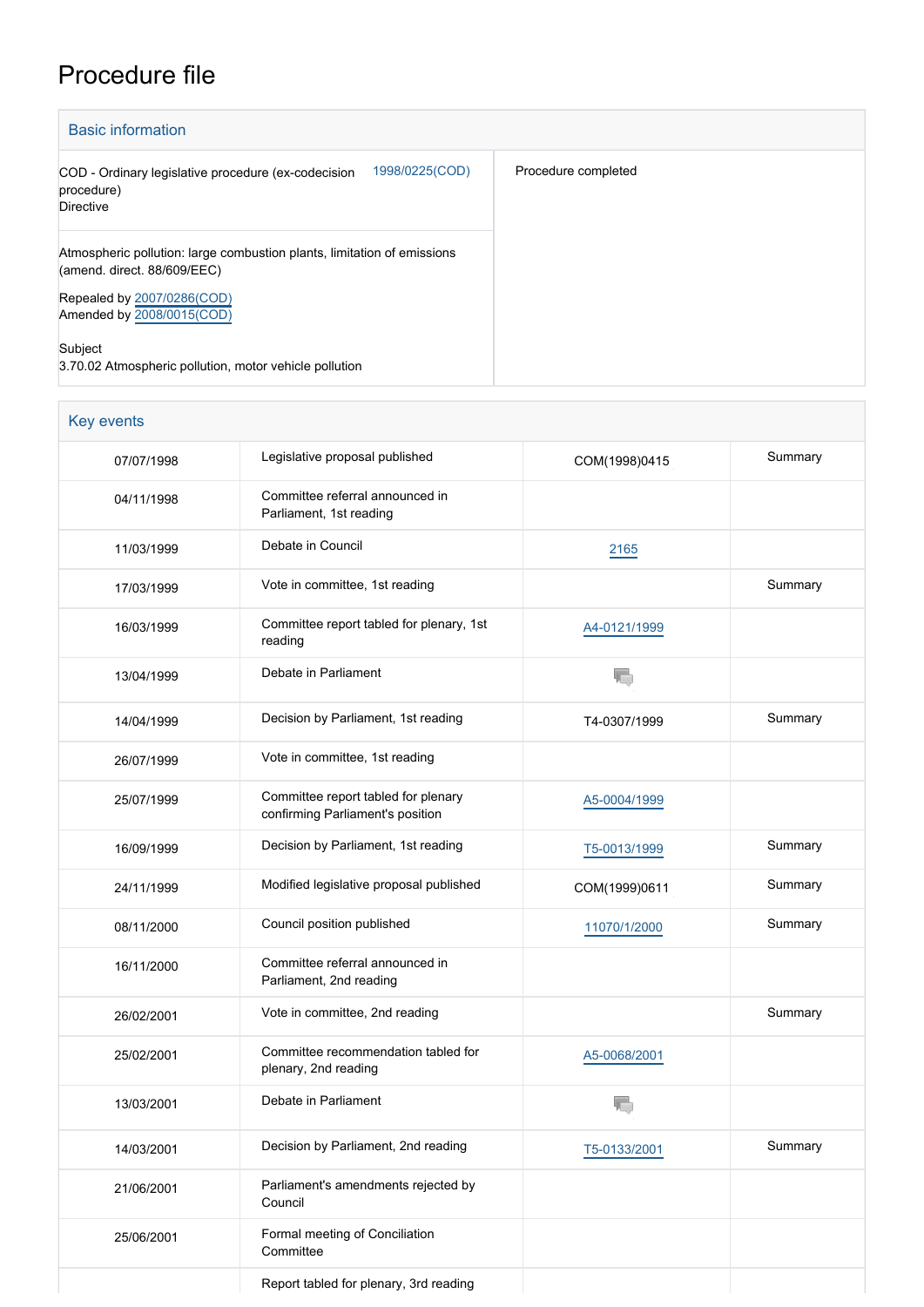# Procedure file

## Basic information

| | |
|---|---|
| COD - Ordinary legislative procedure (ex-codecision procedure)<br>Directive | 1998/0225(COD) |
| Procedure completed | |

Atmospheric pollution: large combustion plants, limitation of emissions (amend. direct. 88/609/EEC)

Repealed by 2007/0286(COD)
Amended by 2008/0015(COD)

Subject
3.70.02 Atmospheric pollution, motor vehicle pollution

## Key events

| | | | |
|---|---|---|---|
| 07/07/1998 | Legislative proposal published | COM(1998)0415 | Summary |
| 04/11/1998 | Committee referral announced in Parliament, 1st reading | | |
| 11/03/1999 | Debate in Council | 2165 | |
| 17/03/1999 | Vote in committee, 1st reading | | Summary |
| 16/03/1999 | Committee report tabled for plenary, 1st reading | A4-0121/1999 | |
| 13/04/1999 | Debate in Parliament | | |
| 14/04/1999 | Decision by Parliament, 1st reading | T4-0307/1999 | Summary |
| 26/07/1999 | Vote in committee, 1st reading | | |
| 25/07/1999 | Committee report tabled for plenary confirming Parliament's position | A5-0004/1999 | |
| 16/09/1999 | Decision by Parliament, 1st reading | T5-0013/1999 | Summary |
| 24/11/1999 | Modified legislative proposal published | COM(1999)0611 | Summary |
| 08/11/2000 | Council position published | 11070/1/2000 | Summary |
| 16/11/2000 | Committee referral announced in Parliament, 2nd reading | | |
| 26/02/2001 | Vote in committee, 2nd reading | | Summary |
| 25/02/2001 | Committee recommendation tabled for plenary, 2nd reading | A5-0068/2001 | |
| 13/03/2001 | Debate in Parliament | | |
| 14/03/2001 | Decision by Parliament, 2nd reading | T5-0133/2001 | Summary |
| 21/06/2001 | Parliament's amendments rejected by Council | | |
| 25/06/2001 | Formal meeting of Conciliation Committee | | |
| | Report tabled for plenary, 3rd reading | | |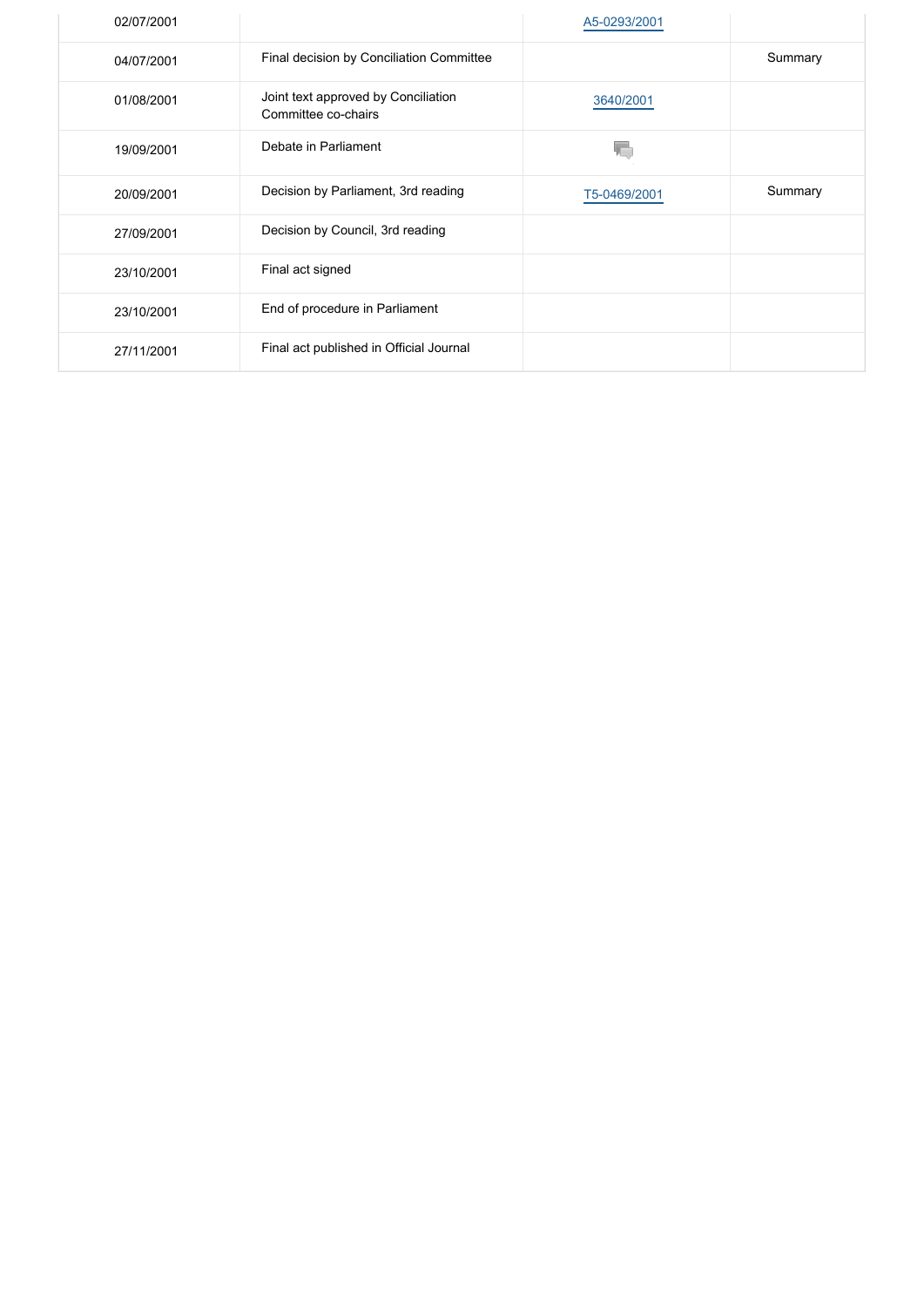| | | | |
|---|---|---|---|
| 02/07/2001 | | A5-0293/2001 | |
| 04/07/2001 | Final decision by Conciliation Committee | | Summary |
| 01/08/2001 | Joint text approved by Conciliation Committee co-chairs | 3640/2001 | |
| 19/09/2001 | Debate in Parliament | | |
| 20/09/2001 | Decision by Parliament, 3rd reading | T5-0469/2001 | Summary |
| 27/09/2001 | Decision by Council, 3rd reading | | |
| 23/10/2001 | Final act signed | | |
| 23/10/2001 | End of procedure in Parliament | | |
| 27/11/2001 | Final act published in Official Journal | | |